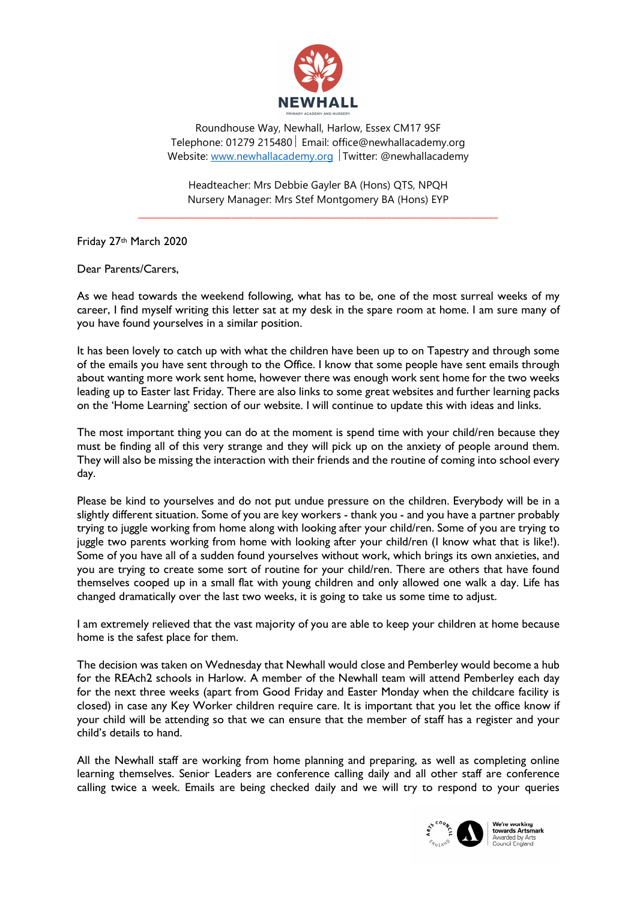NEWHALL

PRIMARY ACADEMY AND NURSERY

Roundhouse Way, Newhall, Harlow, Essex CM17 9SF
Telephone: 01279 215480 | Email: office@newhallacademy.org
Website: www.newhallacademy.org | Twitter: @newhallacademy

Headteacher: Mrs Debbie Gayler BA (Hons) QTS, NPQH
Nursery Manager: Mrs Stef Montgomery BA (Hons) EYP

---

Friday 27th March 2020

Dear Parents/Carers,

As we head towards the weekend following, what has to be, one of the most surreal weeks of my career, I find myself writing this letter sat at my desk in the spare room at home. I am sure many of you have found yourselves in a similar position.

It has been lovely to catch up with what the children have been up to on Tapestry and through some of the emails you have sent through to the Office. I know that some people have sent emails through about wanting more work sent home, however there was enough work sent home for the two weeks leading up to Easter last Friday. There are also links to some great websites and further learning packs on the 'Home Learning' section of our website. I will continue to update this with ideas and links.

The most important thing you can do at the moment is spend time with your child/ren because they must be finding all of this very strange and they will pick up on the anxiety of people around them. They will also be missing the interaction with their friends and the routine of coming into school every day.

Please be kind to yourselves and do not put undue pressure on the children. Everybody will be in a slightly different situation. Some of you are key workers - thank you - and you have a partner probably trying to juggle working from home along with looking after your child/ren. Some of you are trying to juggle two parents working from home with looking after your child/ren (I know what that is like!). Some of you have all of a sudden found yourselves without work, which brings its own anxieties, and you are trying to create some sort of routine for your child/ren. There are others that have found themselves cooped up in a small flat with young children and only allowed one walk a day. Life has changed dramatically over the last two weeks, it is going to take us some time to adjust.

I am extremely relieved that the vast majority of you are able to keep your children at home because home is the safest place for them.

The decision was taken on Wednesday that Newhall would close and Pemberley would become a hub for the REAch2 schools in Harlow. A member of the Newhall team will attend Pemberley each day for the next three weeks (apart from Good Friday and Easter Monday when the childcare facility is closed) in case any Key Worker children require care. It is important that you let the office know if your child will be attending so that we can ensure that the member of staff has a register and your child's details to hand.

All the Newhall staff are working from home planning and preparing, as well as completing online learning themselves. Senior Leaders are conference calling daily and all other staff are conference calling twice a week. Emails are being checked daily and we will try to respond to your queries

We're working towards Artsmark
Awarded by Arts Council England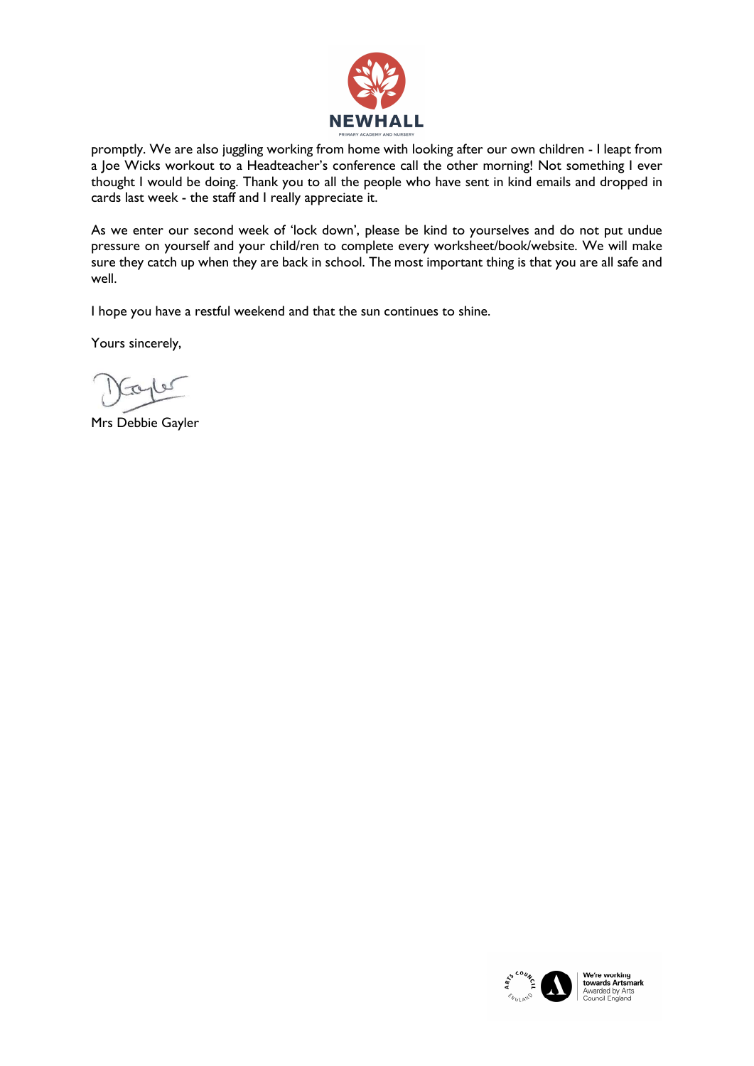promptly. We are also juggling working from home with looking after our own children - I leapt from a Joe Wicks workout to a Headteacher's conference call the other morning! Not something I ever thought I would be doing. Thank you to all the people who have sent in kind emails and dropped in cards last week - the staff and I really appreciate it.

As we enter our second week of 'lock down', please be kind to yourselves and do not put undue pressure on yourself and your child/ren to complete every worksheet/book/website. We will make sure they catch up when they are back in school. The most important thing is that you are all safe and well.

I hope you have a restful weekend and that the sun continues to shine.

Yours sincerely,

Mrs Debbie Gayler